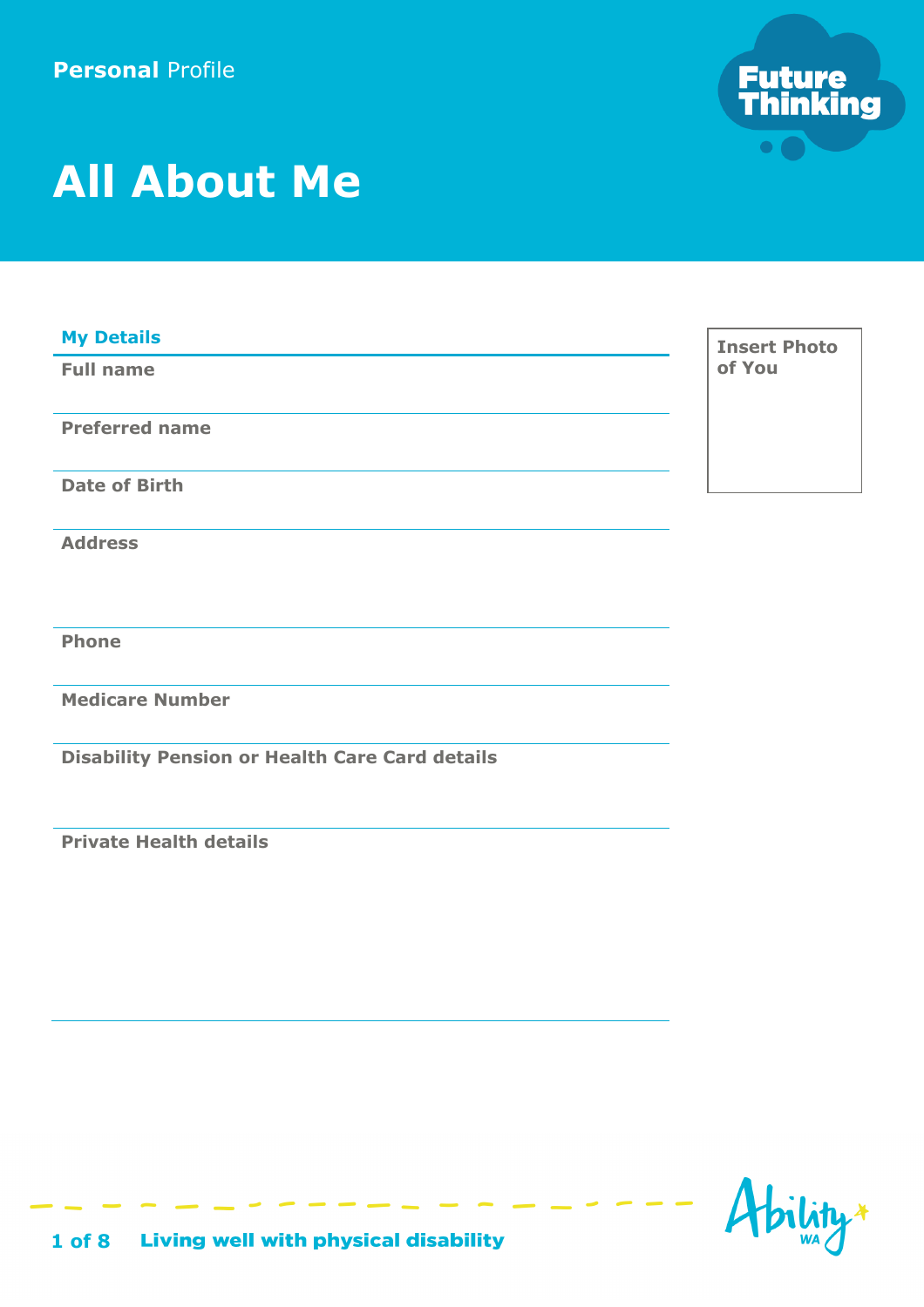Personal Profile

# All About Me

Future Thinking

## My Details

**Full name**

**Preferred name**

**Date of Birth**

**Address**

**Phone**

**Medicare Number**

**Disability Pension or Health Care Card details**

**Private Health details**

**Insert Photo of You**

Living well with physical disability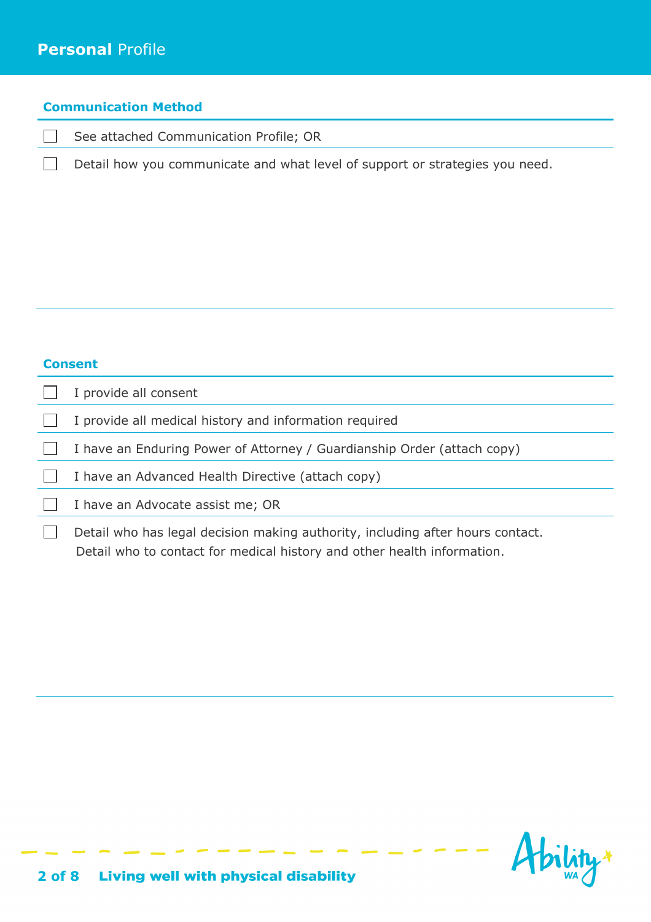# **Personal** Profile

### Communication Method

- [ ] See attached Communication Profile; OR
- [ ] Detail how you communicate and what level of support or strategies you need.

### Consent

- [ ] I provide all consent
- [ ] I provide all medical history and information required
- [ ] I have an Enduring Power of Attorney / Guardianship Order (attach copy)
- [ ] I have an Advanced Health Directive (attach copy)
- [ ] I have an Advocate assist me; OR
- [ ] Detail who has legal decision making authority, including after hours contact. Detail who to contact for medical history and other health information.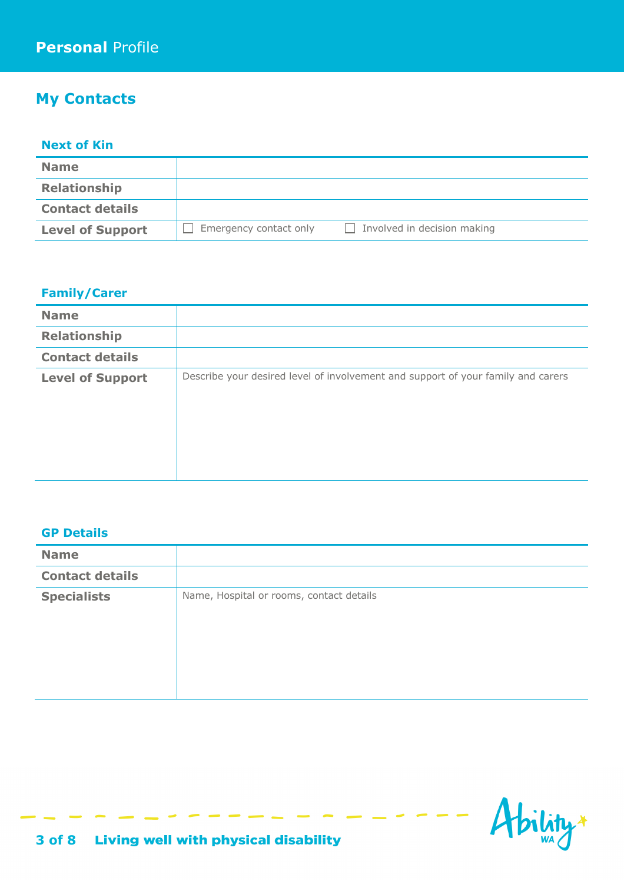# Personal Profile

## My Contacts

### Next of Kin

| | |
|---|---|
| **Name** | |
| **Relationship** | |
| **Contact details** | |
| **Level of Support** | ☐ Emergency contact only ☐ Involved in decision making |

### Family/Carer

| | |
|---|---|
| **Name** | |
| **Relationship** | |
| **Contact details** | |
| **Level of Support** | Describe your desired level of involvement and support of your family and carers |

### GP Details

| | |
|---|---|
| **Name** | |
| **Contact details** | |
| **Specialists** | Name, Hospital or rooms, contact details |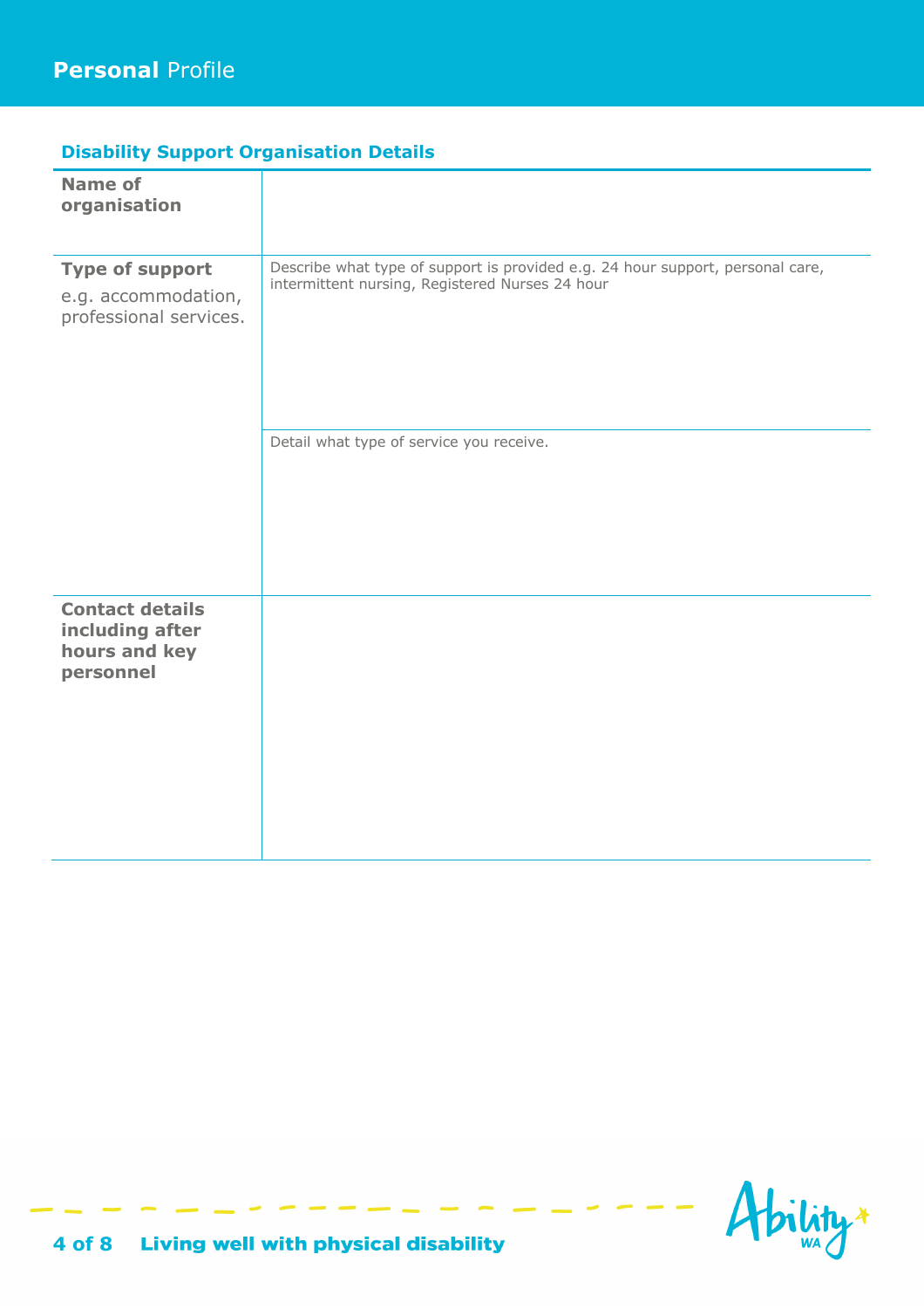# **Personal** Profile

### Disability Support Organisation Details

| | |
|---|---|
| **Name of organisation** | |
| **Type of support** e.g. accommodation, professional services. | Describe what type of support is provided e.g. 24 hour support, personal care, intermittent nursing, Registered Nurses 24 hour |
| | Detail what type of service you receive. |
| **Contact details including after hours and key personnel** | |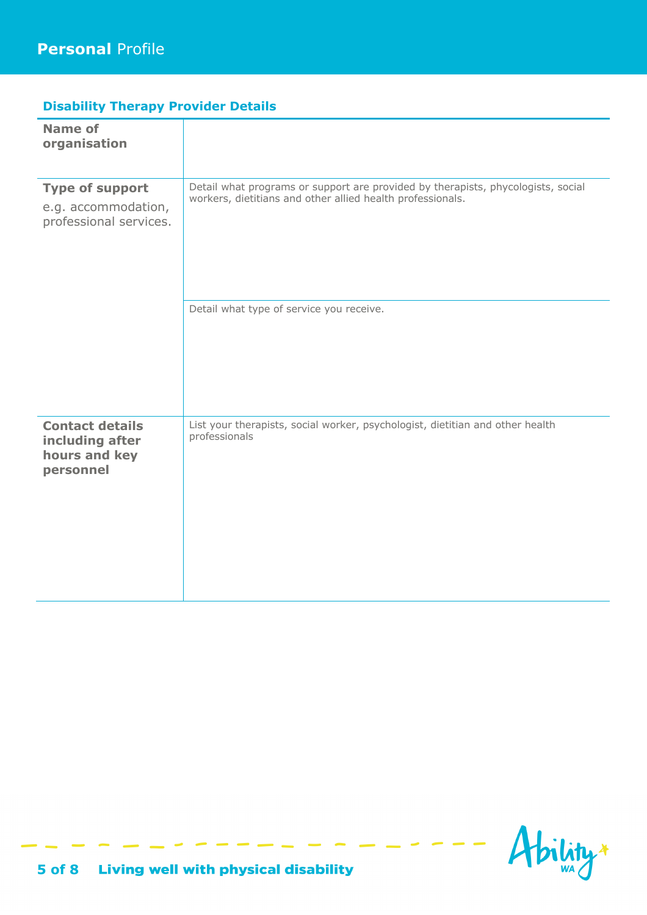# **Personal** Profile

## Disability Therapy Provider Details

| | |
|---|---|
| **Name of organisation** | |
| **Type of support** e.g. accommodation, professional services. | Detail what programs or support are provided by therapists, phycologists, social workers, dietitians and other allied health professionals. |
| | Detail what type of service you receive. |
| **Contact details including after hours and key personnel** | List your therapists, social worker, psychologist, dietitian and other health professionals |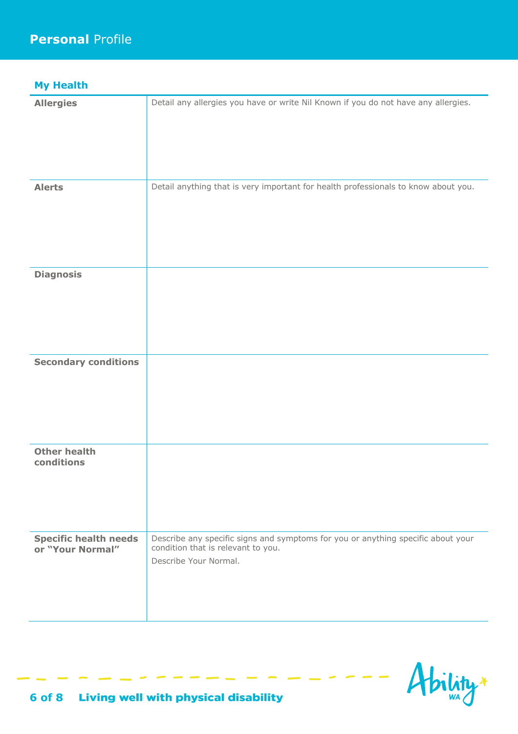# **Personal** Profile

## My Health

| | |
|---|---|
| **Allergies** | Detail any allergies you have or write Nil Known if you do not have any allergies. |
| **Alerts** | Detail anything that is very important for health professionals to know about you. |
| **Diagnosis** | |
| **Secondary conditions** | |
| **Other health conditions** | |
| **Specific health needs or "Your Normal"** | Describe any specific signs and symptoms for you or anything specific about your condition that is relevant to you.<br>Describe Your Normal. |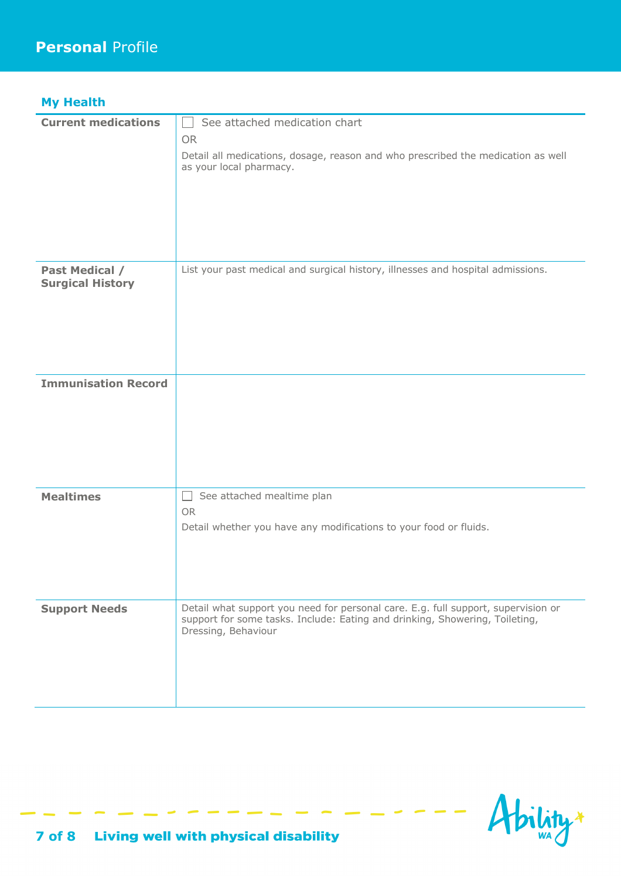# **Personal** Profile

## My Health

| | |
|---|---|
| **Current medications** | ☐ See attached medication chart<br>OR<br>Detail all medications, dosage, reason and who prescribed the medication as well as your local pharmacy. |
| **Past Medical / Surgical History** | List your past medical and surgical history, illnesses and hospital admissions. |
| **Immunisation Record** | |
| **Mealtimes** | ☐ See attached mealtime plan<br>OR<br>Detail whether you have any modifications to your food or fluids. |
| **Support Needs** | Detail what support you need for personal care. E.g. full support, supervision or support for some tasks. Include: Eating and drinking, Showering, Toileting, Dressing, Behaviour |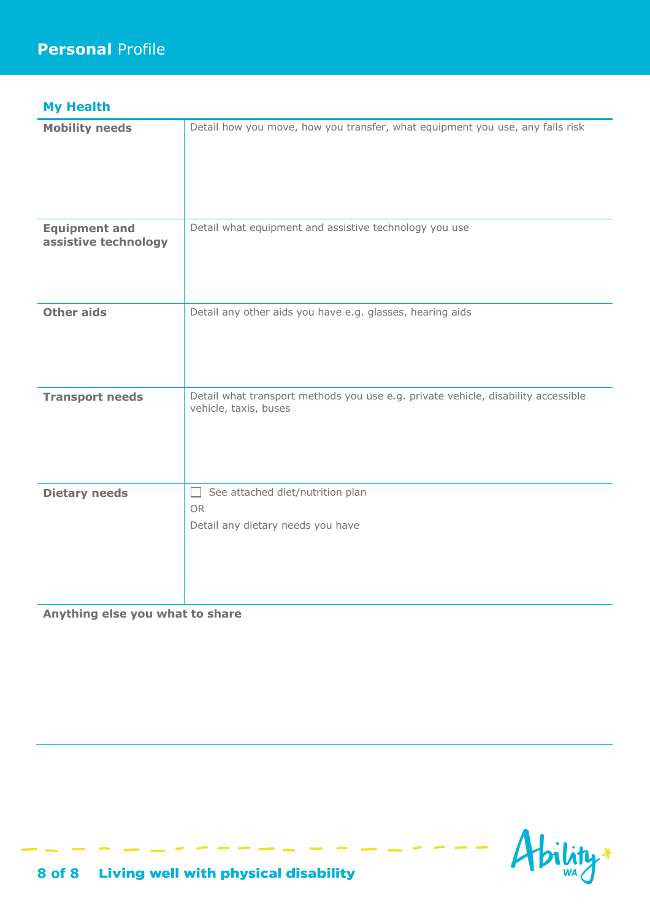# **Personal** Profile

## My Health

| | |
|---|---|
| **Mobility needs** | Detail how you move, how you transfer, what equipment you use, any falls risk |
| **Equipment and assistive technology** | Detail what equipment and assistive technology you use |
| **Other aids** | Detail any other aids you have e.g. glasses, hearing aids |
| **Transport needs** | Detail what transport methods you use e.g. private vehicle, disability accessible vehicle, taxis, buses |
| **Dietary needs** | ☐ See attached diet/nutrition plan<br>OR<br>Detail any dietary needs you have |

**Anything else you what to share**